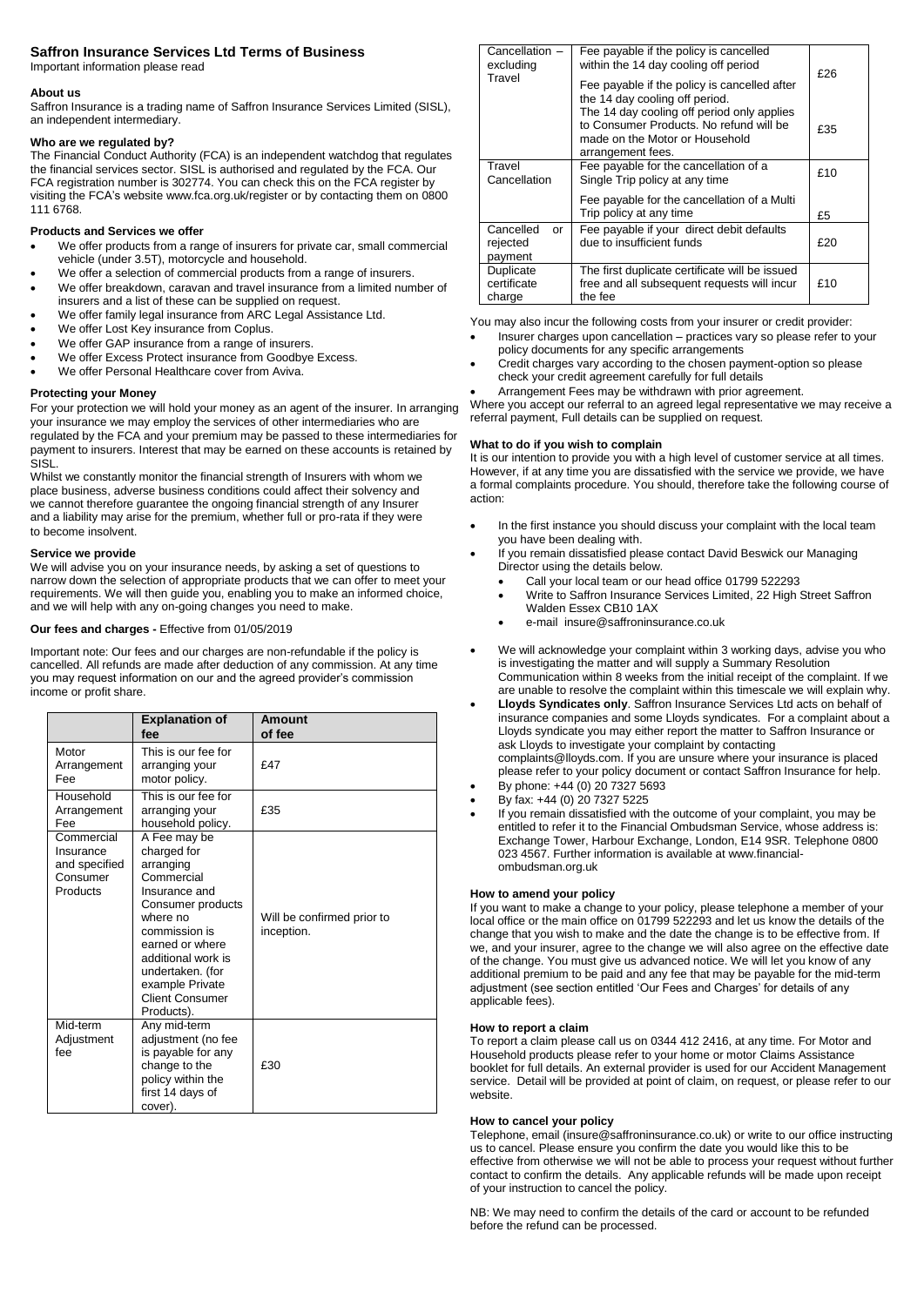# Saffron Insurance Services Ltd Terms of Business

Important information please read

## About us

Saffron Insurance is a trading name of Saffron Insurance Services Limited (SISL), an independent intermediary.

## Who are we regulated by?

The Financial Conduct Authority (FCA) is an independent watchdog that regulates the financial services sector. SISL is authorised and regulated by the FCA. Our FCA registration number is 302774. You can check this on the FCA register by visiting the FCA's website www.fca.org.uk/register or by contacting them on 0800 111 6768.

## Products and Services we offer

- We offer products from a range of insurers for private car, small commercial vehicle (under 3.5T), motorcycle and household.
- We offer a selection of commercial products from a range of insurers.
- We offer breakdown, caravan and travel insurance from a limited number of insurers and a list of these can be supplied on request.
- We offer family legal insurance from ARC Legal Assistance Ltd.
- We offer Lost Key insurance from Coplus.
- We offer GAP insurance from a range of insurers.
- We offer Excess Protect insurance from Goodbye Excess.
- We offer Personal Healthcare cover from Aviva.

## Protecting your Money

For your protection we will hold your money as an agent of the insurer. In arranging your insurance we may employ the services of other intermediaries who are regulated by the FCA and your premium may be passed to these intermediaries for payment to insurers. Interest that may be earned on these accounts is retained by SISL.

Whilst we constantly monitor the financial strength of Insurers with whom we place business, adverse business conditions could affect their solvency and we cannot therefore guarantee the ongoing financial strength of any Insurer and a liability may arise for the premium, whether full or pro-rata if they were to become insolvent.

## Service we provide

We will advise you on your insurance needs, by asking a set of questions to narrow down the selection of appropriate products that we can offer to meet your requirements. We will then guide you, enabling you to make an informed choice, and we will help with any on-going changes you need to make.

## Our fees and charges - Effective from 01/05/2019

Important note: Our fees and our charges are non-refundable if the policy is cancelled. All refunds are made after deduction of any commission. At any time you may request information on our and the agreed provider's commission income or profit share.

| | Explanation of fee | Amount of fee |
|---|---|---|
| Motor Arrangement Fee | This is our fee for arranging your motor policy. | £47 |
| Household Arrangement Fee | This is our fee for arranging your household policy. | £35 |
| Commercial Insurance and specified Consumer Products | A Fee may be charged for arranging Commercial Insurance and Consumer products where no commission is earned or where additional work is undertaken. (for example Private Client Consumer Products). | Will be confirmed prior to inception. |
| Mid-term Adjustment fee | Any mid-term adjustment (no fee is payable for any change to the policy within the first 14 days of cover). | £30 |
| Cancellation – excluding Travel | Fee payable if the policy is cancelled within the 14 day cooling off period | £26 |
| | Fee payable if the policy is cancelled after the 14 day cooling off period. The 14 day cooling off period only applies to Consumer Products. No refund will be made on the Motor or Household arrangement fees. | £35 |
| Travel Cancellation | Fee payable for the cancellation of a Single Trip policy at any time | £10 |
| | Fee payable for the cancellation of a Multi Trip policy at any time | £5 |
| Cancelled or rejected payment | Fee payable if your direct debit defaults due to insufficient funds | £20 |
| Duplicate certificate charge | The first duplicate certificate will be issued free and all subsequent requests will incur the fee | £10 |

You may also incur the following costs from your insurer or credit provider:

- Insurer charges upon cancellation – practices vary so please refer to your policy documents for any specific arrangements
- Credit charges vary according to the chosen payment-option so please check your credit agreement carefully for full details
- Arrangement Fees may be withdrawn with prior agreement.

Where you accept our referral to an agreed legal representative we may receive a referral payment, Full details can be supplied on request.

## What to do if you wish to complain

It is our intention to provide you with a high level of customer service at all times. However, if at any time you are dissatisfied with the service we provide, we have a formal complaints procedure. You should, therefore take the following course of action:

- In the first instance you should discuss your complaint with the local team you have been dealing with.
- If you remain dissatisfied please contact David Beswick our Managing Director using the details below.
  - Call your local team or our head office 01799 522293
  - Write to Saffron Insurance Services Limited, 22 High Street Saffron Walden Essex CB10 1AX
  - e-mail insure@saffroninsurance.co.uk
- We will acknowledge your complaint within 3 working days, advise you who is investigating the matter and will supply a Summary Resolution Communication within 8 weeks from the initial receipt of the complaint. If we are unable to resolve the complaint within this timescale we will explain why.
- **Lloyds Syndicates only**. Saffron Insurance Services Ltd acts on behalf of insurance companies and some Lloyds syndicates. For a complaint about a Lloyds syndicate you may either report the matter to Saffron Insurance or ask Lloyds to investigate your complaint by contacting complaints@lloyds.com. If you are unsure where your insurance is placed please refer to your policy document or contact Saffron Insurance for help.
- By phone: +44 (0) 20 7327 5693
- By fax: +44 (0) 20 7327 5225
- If you remain dissatisfied with the outcome of your complaint, you may be entitled to refer it to the Financial Ombudsman Service, whose address is: Exchange Tower, Harbour Exchange, London, E14 9SR. Telephone 0800 023 4567. Further information is available at www.financial-ombudsman.org.uk

## How to amend your policy

If you want to make a change to your policy, please telephone a member of your local office or the main office on 01799 522293 and let us know the details of the change that you wish to make and the date the change is to be effective from. If we, and your insurer, agree to the change we will also agree on the effective date of the change. You must give us advanced notice. We will let you know of any additional premium to be paid and any fee that may be payable for the mid-term adjustment (see section entitled 'Our Fees and Charges' for details of any applicable fees).

## How to report a claim

To report a claim please call us on 0344 412 2416, at any time. For Motor and Household products please refer to your home or motor Claims Assistance booklet for full details. An external provider is used for our Accident Management service. Detail will be provided at point of claim, on request, or please refer to our website.

## How to cancel your policy

Telephone, email (insure@saffroninsurance.co.uk) or write to our office instructing us to cancel. Please ensure you confirm the date you would like this to be effective from otherwise we will not be able to process your request without further contact to confirm the details. Any applicable refunds will be made upon receipt of your instruction to cancel the policy.

NB: We may need to confirm the details of the card or account to be refunded before the refund can be processed.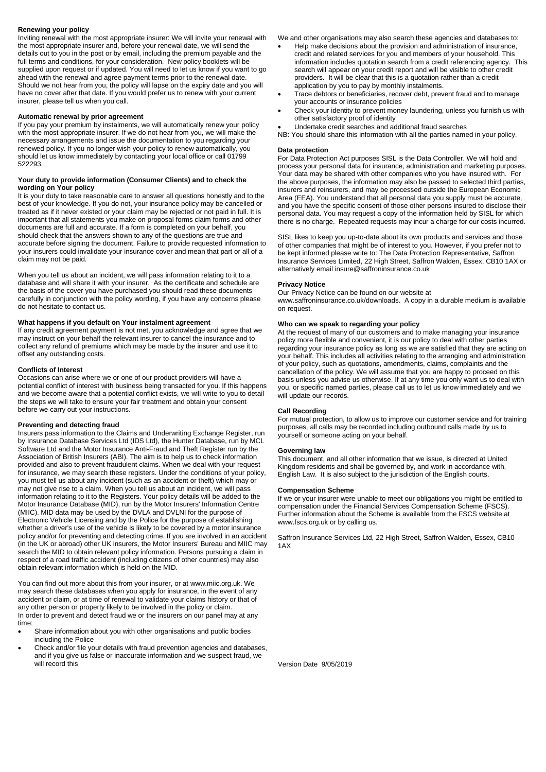**Renewing your policy**

Inviting renewal with the most appropriate insurer: We will invite your renewal with the most appropriate insurer and, before your renewal date, we will send the details out to you in the post or by email, including the premium payable and the full terms and conditions, for your consideration. New policy booklets will be supplied upon request or if updated. You will need to let us know if you want to go ahead with the renewal and agree payment terms prior to the renewal date. Should we not hear from you, the policy will lapse on the expiry date and you will have no cover after that date. If you would prefer us to renew with your current insurer, please tell us when you call.

**Automatic renewal by prior agreement**

If you pay your premium by instalments, we will automatically renew your policy with the most appropriate insurer. If we do not hear from you, we will make the necessary arrangements and issue the documentation to you regarding your renewed policy. If you no longer wish your policy to renew automatically, you should let us know immediately by contacting your local office or call 01799 522293.

**Your duty to provide information (Consumer Clients) and to check the wording on Your policy**

It is your duty to take reasonable care to answer all questions honestly and to the best of your knowledge. If you do not, your insurance policy may be cancelled or treated as if it never existed or your claim may be rejected or not paid in full. It is important that all statements you make on proposal forms claim forms and other documents are full and accurate. If a form is completed on your behalf, you should check that the answers shown to any of the questions are true and accurate before signing the document. Failure to provide requested information to your insurers could invalidate your insurance cover and mean that part or all of a claim may not be paid.

When you tell us about an incident, we will pass information relating to it to a database and will share it with your insurer. As the certificate and schedule are the basis of the cover you have purchased you should read these documents carefully in conjunction with the policy wording, if you have any concerns please do not hesitate to contact us.

**What happens if you default on Your instalment agreement**

If any credit agreement payment is not met, you acknowledge and agree that we may instruct on your behalf the relevant insurer to cancel the insurance and to collect any refund of premiums which may be made by the insurer and use it to offset any outstanding costs.

**Conflicts of Interest**

Occasions can arise where we or one of our product providers will have a potential conflict of interest with business being transacted for you. If this happens and we become aware that a potential conflict exists, we will write to you to detail the steps we will take to ensure your fair treatment and obtain your consent before we carry out your instructions.

**Preventing and detecting fraud**

Insurers pass information to the Claims and Underwriting Exchange Register, run by Insurance Database Services Ltd (IDS Ltd), the Hunter Database, run by MCL Software Ltd and the Motor Insurance Anti-Fraud and Theft Register run by the Association of British Insurers (ABI). The aim is to help us to check information provided and also to prevent fraudulent claims. When we deal with your request for insurance, we may search these registers. Under the conditions of your policy, you must tell us about any incident (such as an accident or theft) which may or may not give rise to a claim. When you tell us about an incident, we will pass information relating to it to the Registers. Your policy details will be added to the Motor Insurance Database (MID), run by the Motor Insurers' Information Centre (MIIC). MID data may be used by the DVLA and DVLNI for the purpose of Electronic Vehicle Licensing and by the Police for the purpose of establishing whether a driver's use of the vehicle is likely to be covered by a motor insurance policy and/or for preventing and detecting crime. If you are involved in an accident (in the UK or abroad) other UK insurers, the Motor Insurers' Bureau and MIIC may search the MID to obtain relevant policy information. Persons pursuing a claim in respect of a road traffic accident (including citizens of other countries) may also obtain relevant information which is held on the MID.

You can find out more about this from your insurer, or at www.miic.org.uk. We may search these databases when you apply for insurance, in the event of any accident or claim, or at time of renewal to validate your claims history or that of any other person or property likely to be involved in the policy or claim.
In order to prevent and detect fraud we or the insurers on our panel may at any time:

- Share information about you with other organisations and public bodies including the Police
- Check and/or file your details with fraud prevention agencies and databases, and if you give us false or inaccurate information and we suspect fraud, we will record this

We and other organisations may also search these agencies and databases to:

- Help make decisions about the provision and administration of insurance, credit and related services for you and members of your household. This information includes quotation search from a credit referencing agency. This search will appear on your credit report and will be visible to other credit providers. It will be clear that this is a quotation rather than a credit application by you to pay by monthly instalments.
- Trace debtors or beneficiaries, recover debt, prevent fraud and to manage your accounts or insurance policies
- Check your identity to prevent money laundering, unless you furnish us with other satisfactory proof of identity
- Undertake credit searches and additional fraud searches

NB: You should share this information with all the parties named in your policy.

**Data protection**

For Data Protection Act purposes SISL is the Data Controller. We will hold and process your personal data for insurance, administration and marketing purposes. Your data may be shared with other companies who you have insured with. For the above purposes, the information may also be passed to selected third parties, insurers and reinsurers, and may be processed outside the European Economic Area (EEA). You understand that all personal data you supply must be accurate, and you have the specific consent of those other persons insured to disclose their personal data. You may request a copy of the information held by SISL for which there is no charge. Repeated requests may incur a charge for our costs incurred.

SISL likes to keep you up-to-date about its own products and services and those of other companies that might be of interest to you. However, if you prefer not to be kept informed please write to: The Data Protection Representative, Saffron Insurance Services Limited, 22 High Street, Saffron Walden, Essex, CB10 1AX or alternatively email insure@saffroninsurance.co.uk

**Privacy Notice**

Our Privacy Notice can be found on our website at www.saffroninsurance.co.uk/downloads. A copy in a durable medium is available on request.

**Who can we speak to regarding your policy**

At the request of many of our customers and to make managing your insurance policy more flexible and convenient, it is our policy to deal with other parties regarding your insurance policy as long as we are satisfied that they are acting on your behalf. This includes all activities relating to the arranging and administration of your policy, such as quotations, amendments, claims, complaints and the cancellation of the policy. We will assume that you are happy to proceed on this basis unless you advise us otherwise. If at any time you only want us to deal with you, or specific named parties, please call us to let us know immediately and we will update our records.

**Call Recording**

For mutual protection, to allow us to improve our customer service and for training purposes, all calls may be recorded including outbound calls made by us to yourself or someone acting on your behalf.

**Governing law**

This document, and all other information that we issue, is directed at United Kingdom residents and shall be governed by, and work in accordance with, English Law. It is also subject to the jurisdiction of the English courts.

**Compensation Scheme**

If we or your insurer were unable to meet our obligations you might be entitled to compensation under the Financial Services Compensation Scheme (FSCS). Further information about the Scheme is available from the FSCS website at www.fscs.org.uk or by calling us.

Saffron Insurance Services Ltd, 22 High Street, Saffron Walden, Essex, CB10 1AX

Version Date 9/05/2019